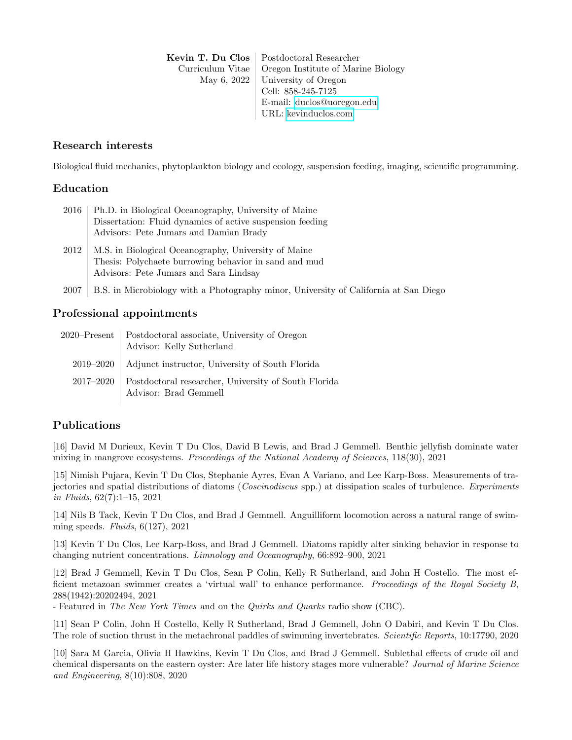**Kevin T. Du Clos**
Curriculum Vitae
May 6, 2022

Postdoctoral Researcher
Oregon Institute of Marine Biology
University of Oregon
Cell: 858-245-7125
E-mail: duclos@uoregon.edu
URL: kevinduclos.com

## Research interests

Biological fluid mechanics, phytoplankton biology and ecology, suspension feeding, imaging, scientific programming.

## Education

| | |
|---|---|
| 2016 | Ph.D. in Biological Oceanography, University of Maine<br>Dissertation: Fluid dynamics of active suspension feeding<br>Advisors: Pete Jumars and Damian Brady |
| 2012 | M.S. in Biological Oceanography, University of Maine<br>Thesis: Polychaete burrowing behavior in sand and mud<br>Advisors: Pete Jumars and Sara Lindsay |
| 2007 | B.S. in Microbiology with a Photography minor, University of California at San Diego |

## Professional appointments

| | |
|---|---|
| 2020–Present | Postdoctoral associate, University of Oregon<br>Advisor: Kelly Sutherland |
| 2019–2020 | Adjunct instructor, University of South Florida |
| 2017–2020 | Postdoctoral researcher, University of South Florida<br>Advisor: Brad Gemmell |

## Publications

[16] David M Durieux, Kevin T Du Clos, David B Lewis, and Brad J Gemmell. Benthic jellyfish dominate water mixing in mangrove ecosystems. *Proceedings of the National Academy of Sciences*, 118(30), 2021

[15] Nimish Pujara, Kevin T Du Clos, Stephanie Ayres, Evan A Variano, and Lee Karp-Boss. Measurements of trajectories and spatial distributions of diatoms (*Coscinodiscus* spp.) at dissipation scales of turbulence. *Experiments in Fluids*, 62(7):1–15, 2021

[14] Nils B Tack, Kevin T Du Clos, and Brad J Gemmell. Anguilliform locomotion across a natural range of swimming speeds. *Fluids*, 6(127), 2021

[13] Kevin T Du Clos, Lee Karp-Boss, and Brad J Gemmell. Diatoms rapidly alter sinking behavior in response to changing nutrient concentrations. *Limnology and Oceanography*, 66:892–900, 2021

[12] Brad J Gemmell, Kevin T Du Clos, Sean P Colin, Kelly R Sutherland, and John H Costello. The most efficient metazoan swimmer creates a 'virtual wall' to enhance performance. *Proceedings of the Royal Society B*, 288(1942):20202494, 2021
- Featured in *The New York Times* and on the *Quirks and Quarks* radio show (CBC).

[11] Sean P Colin, John H Costello, Kelly R Sutherland, Brad J Gemmell, John O Dabiri, and Kevin T Du Clos. The role of suction thrust in the metachronal paddles of swimming invertebrates. *Scientific Reports*, 10:17790, 2020

[10] Sara M Garcia, Olivia H Hawkins, Kevin T Du Clos, and Brad J Gemmell. Sublethal effects of crude oil and chemical dispersants on the eastern oyster: Are later life history stages more vulnerable? *Journal of Marine Science and Engineering*, 8(10):808, 2020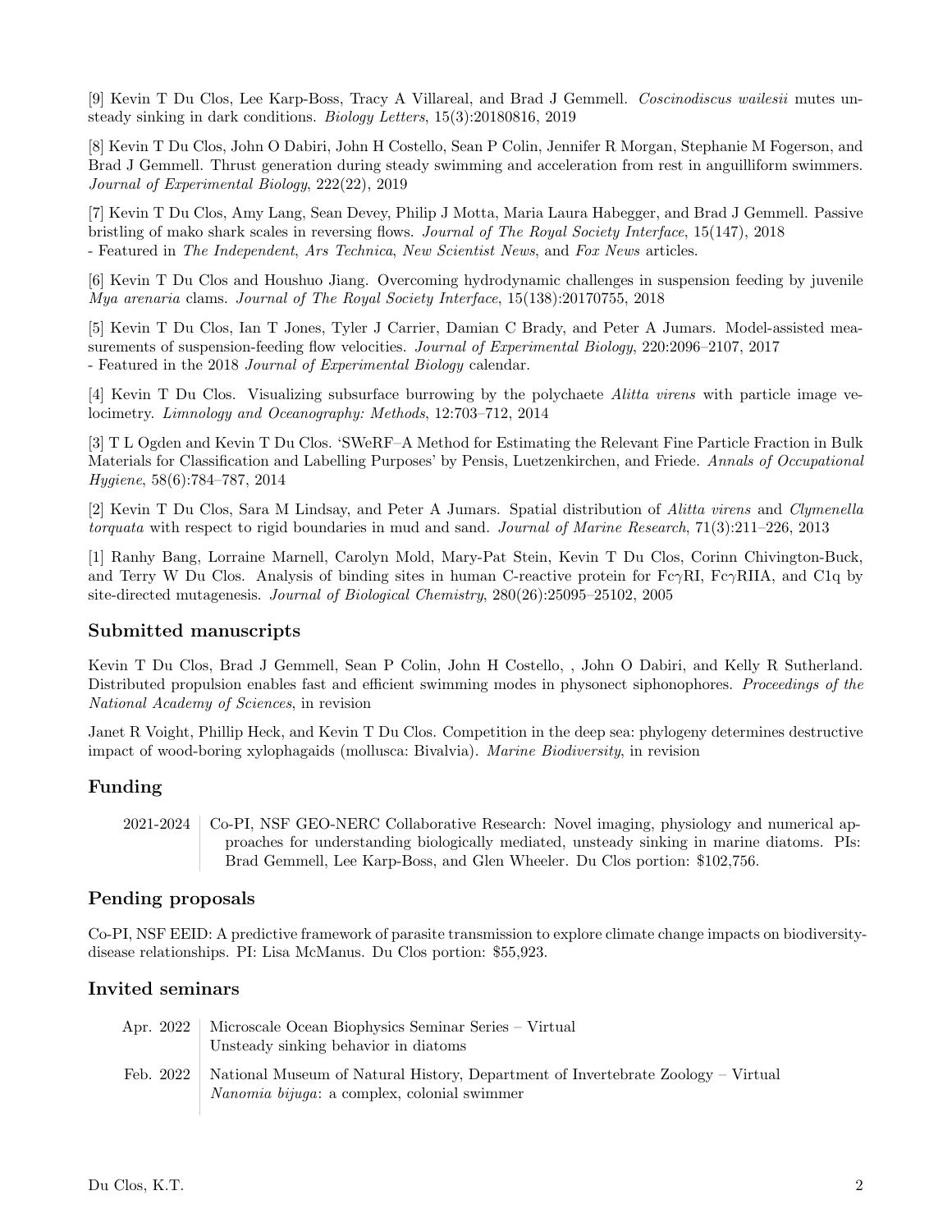[9] Kevin T Du Clos, Lee Karp-Boss, Tracy A Villareal, and Brad J Gemmell. *Coscinodiscus wailesii* mutes unsteady sinking in dark conditions. *Biology Letters*, 15(3):20180816, 2019

[8] Kevin T Du Clos, John O Dabiri, John H Costello, Sean P Colin, Jennifer R Morgan, Stephanie M Fogerson, and Brad J Gemmell. Thrust generation during steady swimming and acceleration from rest in anguilliform swimmers. *Journal of Experimental Biology*, 222(22), 2019

[7] Kevin T Du Clos, Amy Lang, Sean Devey, Philip J Motta, Maria Laura Habegger, and Brad J Gemmell. Passive bristling of mako shark scales in reversing flows. *Journal of The Royal Society Interface*, 15(147), 2018
- Featured in *The Independent*, *Ars Technica*, *New Scientist News*, and *Fox News* articles.

[6] Kevin T Du Clos and Houshuo Jiang. Overcoming hydrodynamic challenges in suspension feeding by juvenile *Mya arenaria* clams. *Journal of The Royal Society Interface*, 15(138):20170755, 2018

[5] Kevin T Du Clos, Ian T Jones, Tyler J Carrier, Damian C Brady, and Peter A Jumars. Model-assisted measurements of suspension-feeding flow velocities. *Journal of Experimental Biology*, 220:2096–2107, 2017
- Featured in the 2018 *Journal of Experimental Biology* calendar.

[4] Kevin T Du Clos. Visualizing subsurface burrowing by the polychaete *Alitta virens* with particle image velocimetry. *Limnology and Oceanography: Methods*, 12:703–712, 2014

[3] T L Ogden and Kevin T Du Clos. 'SWeRF–A Method for Estimating the Relevant Fine Particle Fraction in Bulk Materials for Classification and Labelling Purposes' by Pensis, Luetzenkirchen, and Friede. *Annals of Occupational Hygiene*, 58(6):784–787, 2014

[2] Kevin T Du Clos, Sara M Lindsay, and Peter A Jumars. Spatial distribution of *Alitta virens* and *Clymenella torquata* with respect to rigid boundaries in mud and sand. *Journal of Marine Research*, 71(3):211–226, 2013

[1] Ranhy Bang, Lorraine Marnell, Carolyn Mold, Mary-Pat Stein, Kevin T Du Clos, Corinn Chivington-Buck, and Terry W Du Clos. Analysis of binding sites in human C-reactive protein for Fc$\gamma$RI, Fc$\gamma$RIIA, and C1q by site-directed mutagenesis. *Journal of Biological Chemistry*, 280(26):25095–25102, 2005

## Submitted manuscripts

Kevin T Du Clos, Brad J Gemmell, Sean P Colin, John H Costello, , John O Dabiri, and Kelly R Sutherland. Distributed propulsion enables fast and efficient swimming modes in physonect siphonophores. *Proceedings of the National Academy of Sciences*, in revision

Janet R Voight, Phillip Heck, and Kevin T Du Clos. Competition in the deep sea: phylogeny determines destructive impact of wood-boring xylophagaids (mollusca: Bivalvia). *Marine Biodiversity*, in revision

## Funding

2021-2024 | Co-PI, NSF GEO-NERC Collaborative Research: Novel imaging, physiology and numerical approaches for understanding biologically mediated, unsteady sinking in marine diatoms. PIs: Brad Gemmell, Lee Karp-Boss, and Glen Wheeler. Du Clos portion: $102,756.

## Pending proposals

Co-PI, NSF EEID: A predictive framework of parasite transmission to explore climate change impacts on biodiversity-disease relationships. PI: Lisa McManus. Du Clos portion: $55,923.

## Invited seminars

Apr. 2022 | Microscale Ocean Biophysics Seminar Series – Virtual
Unsteady sinking behavior in diatoms

Feb. 2022 | National Museum of Natural History, Department of Invertebrate Zoology – Virtual
*Nanomia bijuga*: a complex, colonial swimmer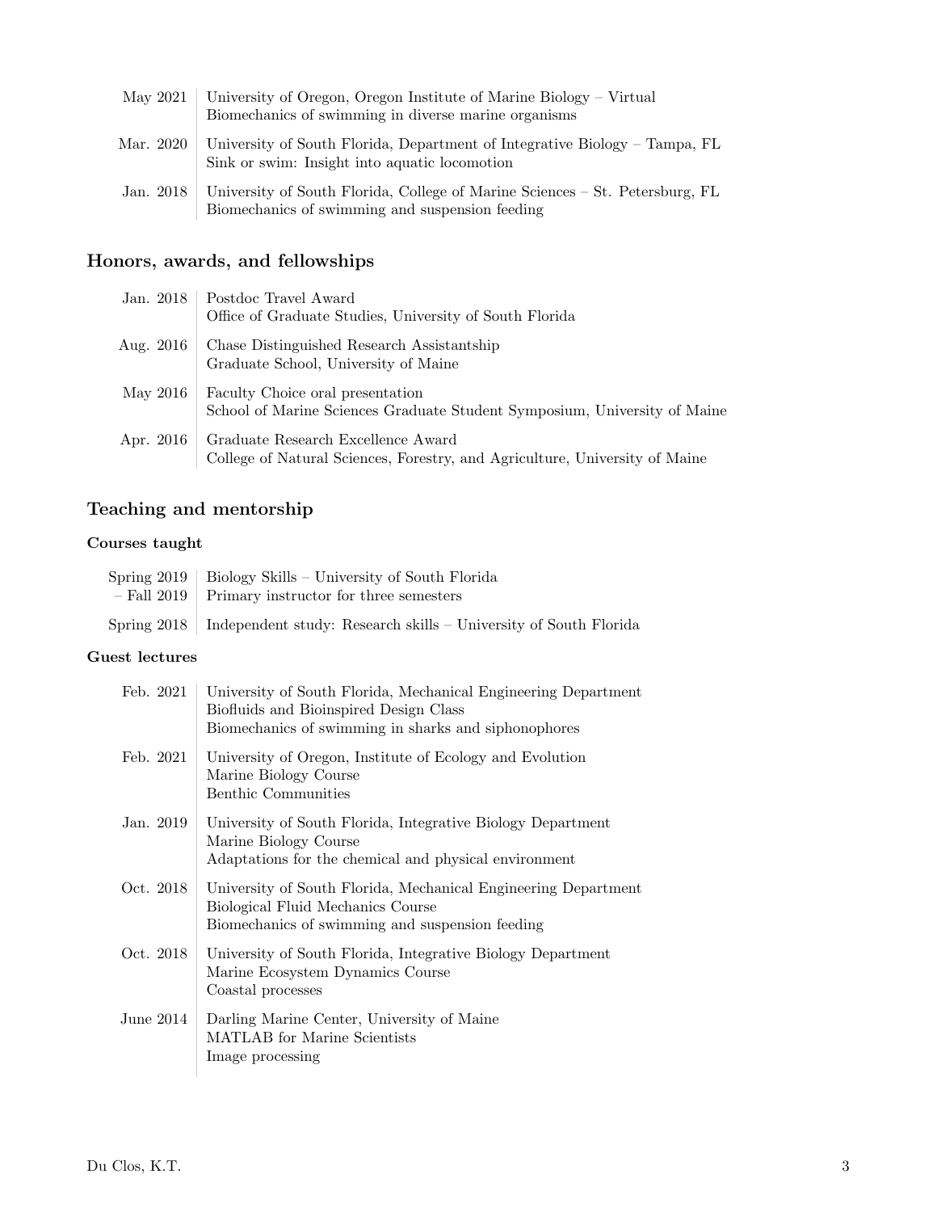May 2021 | University of Oregon, Oregon Institute of Marine Biology – Virtual
Biomechanics of swimming in diverse marine organisms

Mar. 2020 | University of South Florida, Department of Integrative Biology – Tampa, FL
Sink or swim: Insight into aquatic locomotion

Jan. 2018 | University of South Florida, College of Marine Sciences – St. Petersburg, FL
Biomechanics of swimming and suspension feeding

## Honors, awards, and fellowships

Jan. 2018 | Postdoc Travel Award
Office of Graduate Studies, University of South Florida

Aug. 2016 | Chase Distinguished Research Assistantship
Graduate School, University of Maine

May 2016 | Faculty Choice oral presentation
School of Marine Sciences Graduate Student Symposium, University of Maine

Apr. 2016 | Graduate Research Excellence Award
College of Natural Sciences, Forestry, and Agriculture, University of Maine

## Teaching and mentorship

### Courses taught

Spring 2019 – Fall 2019 | Biology Skills – University of South Florida
Primary instructor for three semesters

Spring 2018 | Independent study: Research skills – University of South Florida

### Guest lectures

Feb. 2021 | University of South Florida, Mechanical Engineering Department
Biofluids and Bioinspired Design Class
Biomechanics of swimming in sharks and siphonophores

Feb. 2021 | University of Oregon, Institute of Ecology and Evolution
Marine Biology Course
Benthic Communities

Jan. 2019 | University of South Florida, Integrative Biology Department
Marine Biology Course
Adaptations for the chemical and physical environment

Oct. 2018 | University of South Florida, Mechanical Engineering Department
Biological Fluid Mechanics Course
Biomechanics of swimming and suspension feeding

Oct. 2018 | University of South Florida, Integrative Biology Department
Marine Ecosystem Dynamics Course
Coastal processes

June 2014 | Darling Marine Center, University of Maine
MATLAB for Marine Scientists
Image processing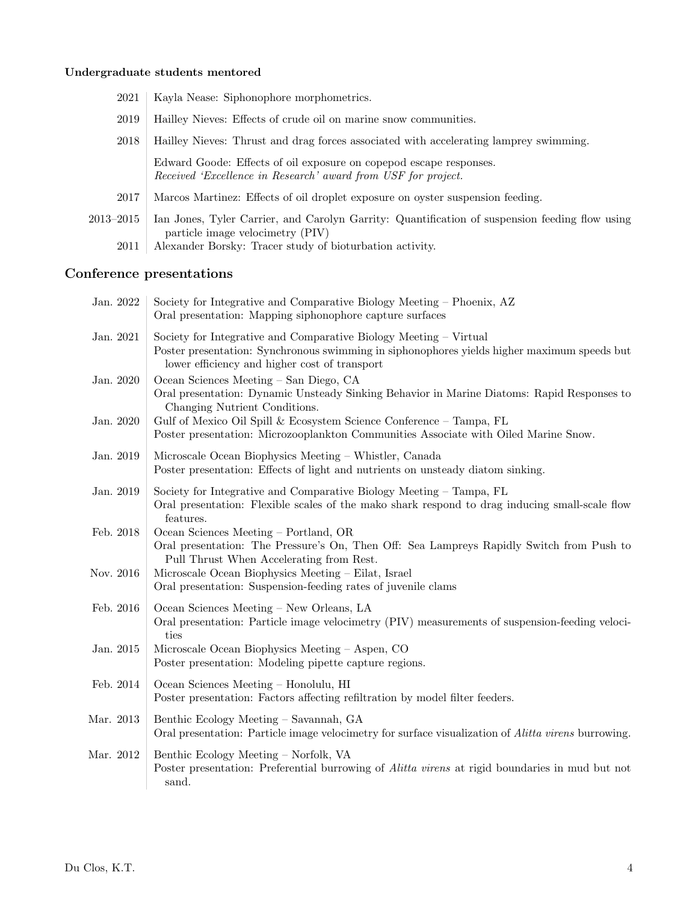### Undergraduate students mentored

- **2021** Kayla Nease: Siphonophore morphometrics.
- **2019** Hailley Nieves: Effects of crude oil on marine snow communities.
- **2018** Hailley Nieves: Thrust and drag forces associated with accelerating lamprey swimming.

  Edward Goode: Effects of oil exposure on copepod escape responses.
  *Received 'Excellence in Research' award from USF for project.*
- **2017** Marcos Martinez: Effects of oil droplet exposure on oyster suspension feeding.
- **2013–2015** Ian Jones, Tyler Carrier, and Carolyn Garrity: Quantification of suspension feeding flow using particle image velocimetry (PIV)
- **2011** Alexander Borsky: Tracer study of bioturbation activity.

## Conference presentations

- **Jan. 2022** Society for Integrative and Comparative Biology Meeting – Phoenix, AZ
  Oral presentation: Mapping siphonophore capture surfaces
- **Jan. 2021** Society for Integrative and Comparative Biology Meeting – Virtual
  Poster presentation: Synchronous swimming in siphonophores yields higher maximum speeds but lower efficiency and higher cost of transport
- **Jan. 2020** Ocean Sciences Meeting – San Diego, CA
  Oral presentation: Dynamic Unsteady Sinking Behavior in Marine Diatoms: Rapid Responses to Changing Nutrient Conditions.
- **Jan. 2020** Gulf of Mexico Oil Spill & Ecosystem Science Conference – Tampa, FL
  Poster presentation: Microzooplankton Communities Associate with Oiled Marine Snow.
- **Jan. 2019** Microscale Ocean Biophysics Meeting – Whistler, Canada
  Poster presentation: Effects of light and nutrients on unsteady diatom sinking.
- **Jan. 2019** Society for Integrative and Comparative Biology Meeting – Tampa, FL
  Oral presentation: Flexible scales of the mako shark respond to drag inducing small-scale flow features.
- **Feb. 2018** Ocean Sciences Meeting – Portland, OR
  Oral presentation: The Pressure's On, Then Off: Sea Lampreys Rapidly Switch from Push to Pull Thrust When Accelerating from Rest.
- **Nov. 2016** Microscale Ocean Biophysics Meeting – Eilat, Israel
  Oral presentation: Suspension-feeding rates of juvenile clams
- **Feb. 2016** Ocean Sciences Meeting – New Orleans, LA
  Oral presentation: Particle image velocimetry (PIV) measurements of suspension-feeding velocities
- **Jan. 2015** Microscale Ocean Biophysics Meeting – Aspen, CO
  Poster presentation: Modeling pipette capture regions.
- **Feb. 2014** Ocean Sciences Meeting – Honolulu, HI
  Poster presentation: Factors affecting refiltration by model filter feeders.
- **Mar. 2013** Benthic Ecology Meeting – Savannah, GA
  Oral presentation: Particle image velocimetry for surface visualization of *Alitta virens* burrowing.
- **Mar. 2012** Benthic Ecology Meeting – Norfolk, VA
  Poster presentation: Preferential burrowing of *Alitta virens* at rigid boundaries in mud but not sand.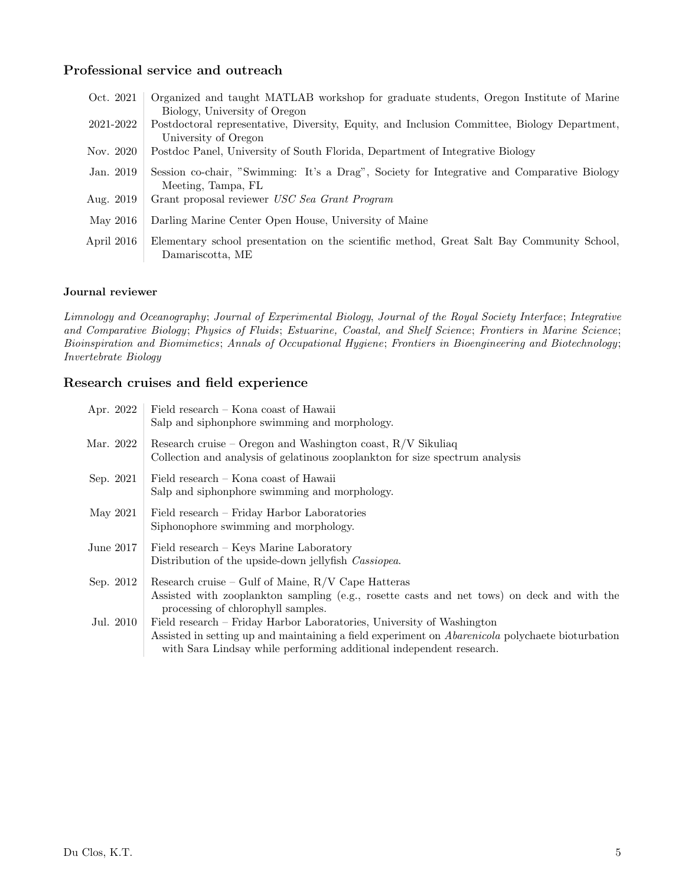## Professional service and outreach

| | |
|---|---|
| Oct. 2021 | Organized and taught MATLAB workshop for graduate students, Oregon Institute of Marine Biology, University of Oregon |
| 2021-2022 | Postdoctoral representative, Diversity, Equity, and Inclusion Committee, Biology Department, University of Oregon |
| Nov. 2020 | Postdoc Panel, University of South Florida, Department of Integrative Biology |
| Jan. 2019 | Session co-chair, "Swimming: It's a Drag", Society for Integrative and Comparative Biology Meeting, Tampa, FL |
| Aug. 2019 | Grant proposal reviewer *USC Sea Grant Program* |
| May 2016 | Darling Marine Center Open House, University of Maine |
| April 2016 | Elementary school presentation on the scientific method, Great Salt Bay Community School, Damariscotta, ME |

### Journal reviewer

*Limnology and Oceanography*; *Journal of Experimental Biology*, *Journal of the Royal Society Interface*; *Integrative and Comparative Biology*; *Physics of Fluids*; *Estuarine, Coastal, and Shelf Science*; *Frontiers in Marine Science*; *Bioinspiration and Biomimetics*; *Annals of Occupational Hygiene*; *Frontiers in Bioengineering and Biotechnology*; *Invertebrate Biology*

## Research cruises and field experience

| | |
|---|---|
| Apr. 2022 | Field research – Kona coast of Hawaii<br>Salp and siphonphore swimming and morphology. |
| Mar. 2022 | Research cruise – Oregon and Washington coast, R/V Sikuliaq<br>Collection and analysis of gelatinous zooplankton for size spectrum analysis |
| Sep. 2021 | Field research – Kona coast of Hawaii<br>Salp and siphonphore swimming and morphology. |
| May 2021 | Field research – Friday Harbor Laboratories<br>Siphonophore swimming and morphology. |
| June 2017 | Field research – Keys Marine Laboratory<br>Distribution of the upside-down jellyfish *Cassiopea*. |
| Sep. 2012 | Research cruise – Gulf of Maine, R/V Cape Hatteras<br>Assisted with zooplankton sampling (e.g., rosette casts and net tows) on deck and with the processing of chlorophyll samples. |
| Jul. 2010 | Field research – Friday Harbor Laboratories, University of Washington<br>Assisted in setting up and maintaining a field experiment on *Abarenicola* polychaete bioturbation with Sara Lindsay while performing additional independent research. |